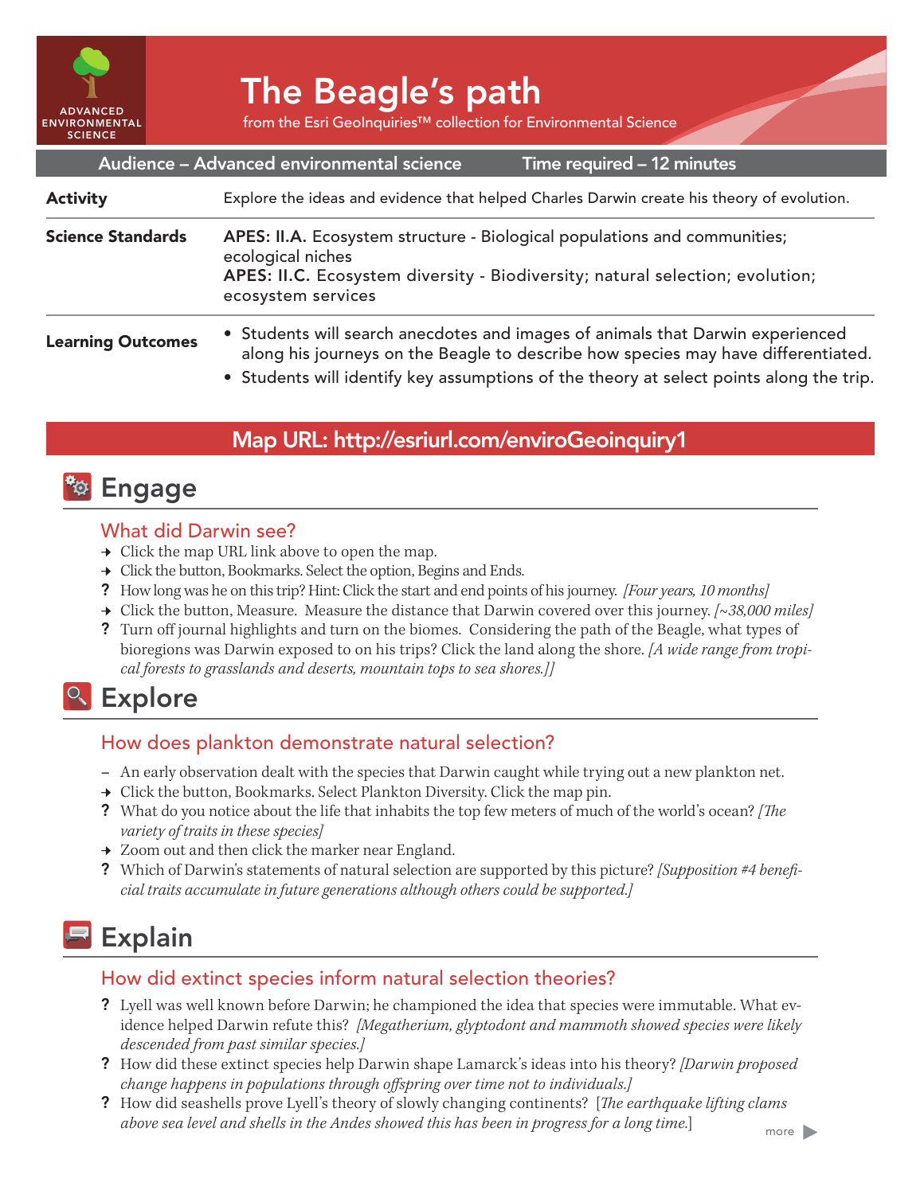# The Beagle's path

from the Esri GeoInquiries™ collection for Environmental Science

ADVANCED ENVIRONMENTAL SCIENCE

**Audience – Advanced environmental science** **Time required – 12 minutes**

| | |
|---|---|
| **Activity** | Explore the ideas and evidence that helped Charles Darwin create his theory of evolution. |
| **Science Standards** | **APES: II.A.** Ecosystem structure - Biological populations and communities; ecological niches<br>**APES: II.C.** Ecosystem diversity - Biodiversity; natural selection; evolution; ecosystem services |
| **Learning Outcomes** | • Students will search anecdotes and images of animals that Darwin experienced along his journeys on the Beagle to describe how species may have differentiated.<br>• Students will identify key assumptions of the theory at select points along the trip. |

**Map URL: http://esriurl.com/enviroGeoinquiry1**

## Engage

### What did Darwin see?

→ Click the map URL link above to open the map.

→ Click the button, Bookmarks. Select the option, Begins and Ends.

? How long was he on this trip? Hint: Click the start and end points of his journey. *[Four years, 10 months]*

→ Click the button, Measure. Measure the distance that Darwin covered over this journey. *[~38,000 miles]*

? Turn off journal highlights and turn on the biomes. Considering the path of the Beagle, what types of bioregions was Darwin exposed to on his trips? Click the land along the shore. *[A wide range from tropical forests to grasslands and deserts, mountain tops to sea shores.]]*

## Explore

### How does plankton demonstrate natural selection?

– An early observation dealt with the species that Darwin caught while trying out a new plankton net.

→ Click the button, Bookmarks. Select Plankton Diversity. Click the map pin.

? What do you notice about the life that inhabits the top few meters of much of the world's ocean? *[The variety of traits in these species]*

→ Zoom out and then click the marker near England.

? Which of Darwin's statements of natural selection are supported by this picture? *[Supposition #4 beneficial traits accumulate in future generations although others could be supported.]*

## Explain

### How did extinct species inform natural selection theories?

? Lyell was well known before Darwin; he championed the idea that species were immutable. What evidence helped Darwin refute this? *[Megatherium, glyptodont and mammoth showed species were likely descended from past similar species.]*

? How did these extinct species help Darwin shape Lamarck's ideas into his theory? *[Darwin proposed change happens in populations through offspring over time not to individuals.]*

? How did seashells prove Lyell's theory of slowly changing continents? [*The earthquake lifting clams above sea level and shells in the Andes showed this has been in progress for a long time.*]

more ▶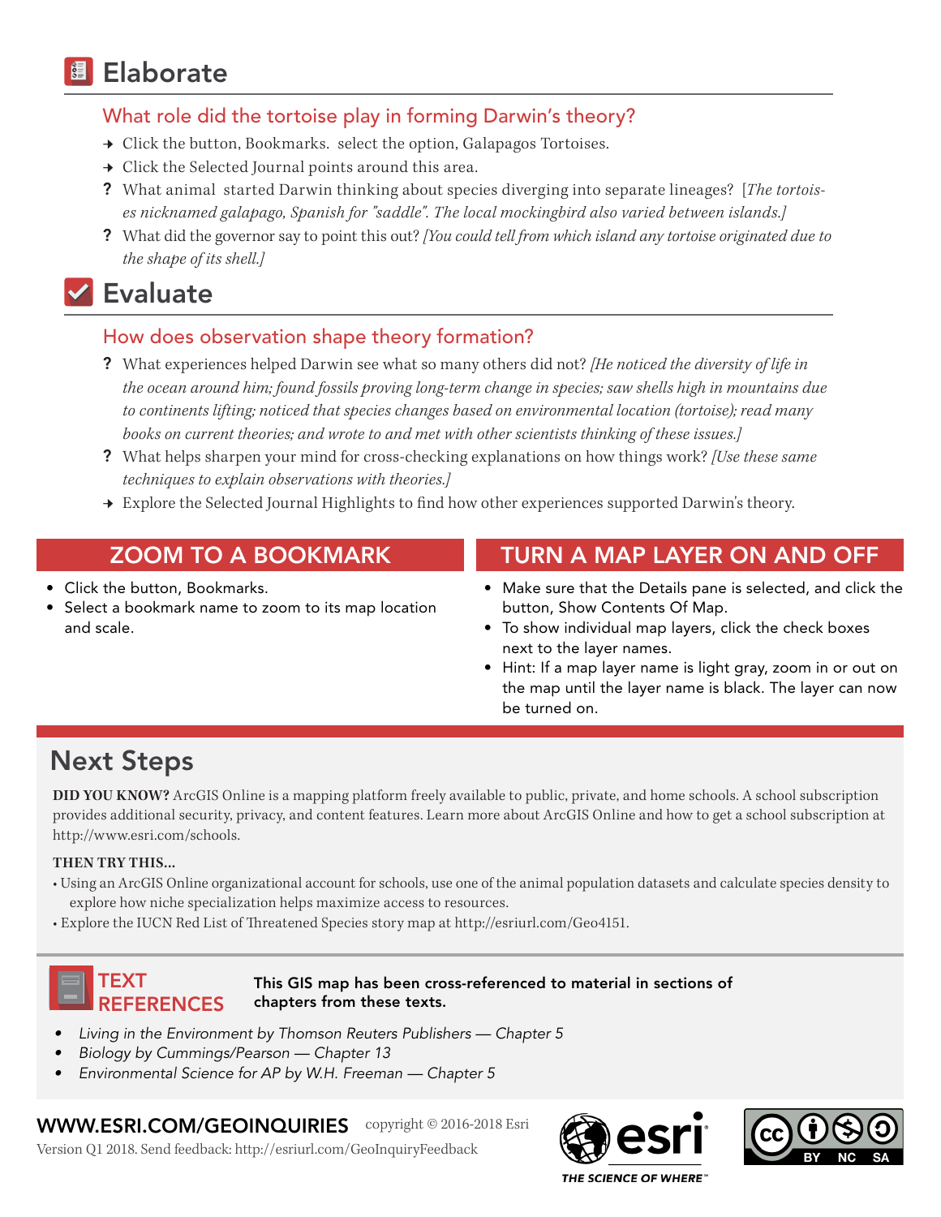## Elaborate

### What role did the tortoise play in forming Darwin's theory?

→ Click the button, Bookmarks. select the option, Galapagos Tortoises.

→ Click the Selected Journal points around this area.

? What animal started Darwin thinking about species diverging into separate lineages? *[The tortoises nicknamed galapago, Spanish for "saddle". The local mockingbird also varied between islands.]*

? What did the governor say to point this out? *[You could tell from which island any tortoise originated due to the shape of its shell.]*

## Evaluate

### How does observation shape theory formation?

? What experiences helped Darwin see what so many others did not? *[He noticed the diversity of life in the ocean around him; found fossils proving long-term change in species; saw shells high in mountains due to continents lifting; noticed that species changes based on environmental location (tortoise); read many books on current theories; and wrote to and met with other scientists thinking of these issues.]*

? What helps sharpen your mind for cross-checking explanations on how things work? *[Use these same techniques to explain observations with theories.]*

→ Explore the Selected Journal Highlights to find how other experiences supported Darwin's theory.

### ZOOM TO A BOOKMARK

- Click the button, Bookmarks.
- Select a bookmark name to zoom to its map location and scale.

### TURN A MAP LAYER ON AND OFF

- Make sure that the Details pane is selected, and click the button, Show Contents Of Map.
- To show individual map layers, click the check boxes next to the layer names.
- Hint: If a map layer name is light gray, zoom in or out on the map until the layer name is black. The layer can now be turned on.

## Next Steps

**DID YOU KNOW?** ArcGIS Online is a mapping platform freely available to public, private, and home schools. A school subscription provides additional security, privacy, and content features. Learn more about ArcGIS Online and how to get a school subscription at http://www.esri.com/schools.

**THEN TRY THIS...**

- Using an ArcGIS Online organizational account for schools, use one of the animal population datasets and calculate species density to explore how niche specialization helps maximize access to resources.
- Explore the IUCN Red List of Threatened Species story map at http://esriurl.com/Geo4151.

### TEXT REFERENCES

**This GIS map has been cross-referenced to material in sections of chapters from these texts.**

- *Living in the Environment by Thomson Reuters Publishers — Chapter 5*
- *Biology by Cummings/Pearson — Chapter 13*
- *Environmental Science for AP by W.H. Freeman — Chapter 5*

**WWW.ESRI.COM/GEOINQUIRIES** copyright © 2016-2018 Esri

Version Q1 2018. Send feedback: http://esriurl.com/GeoInquiryFeedback

THE SCIENCE OF WHERE™